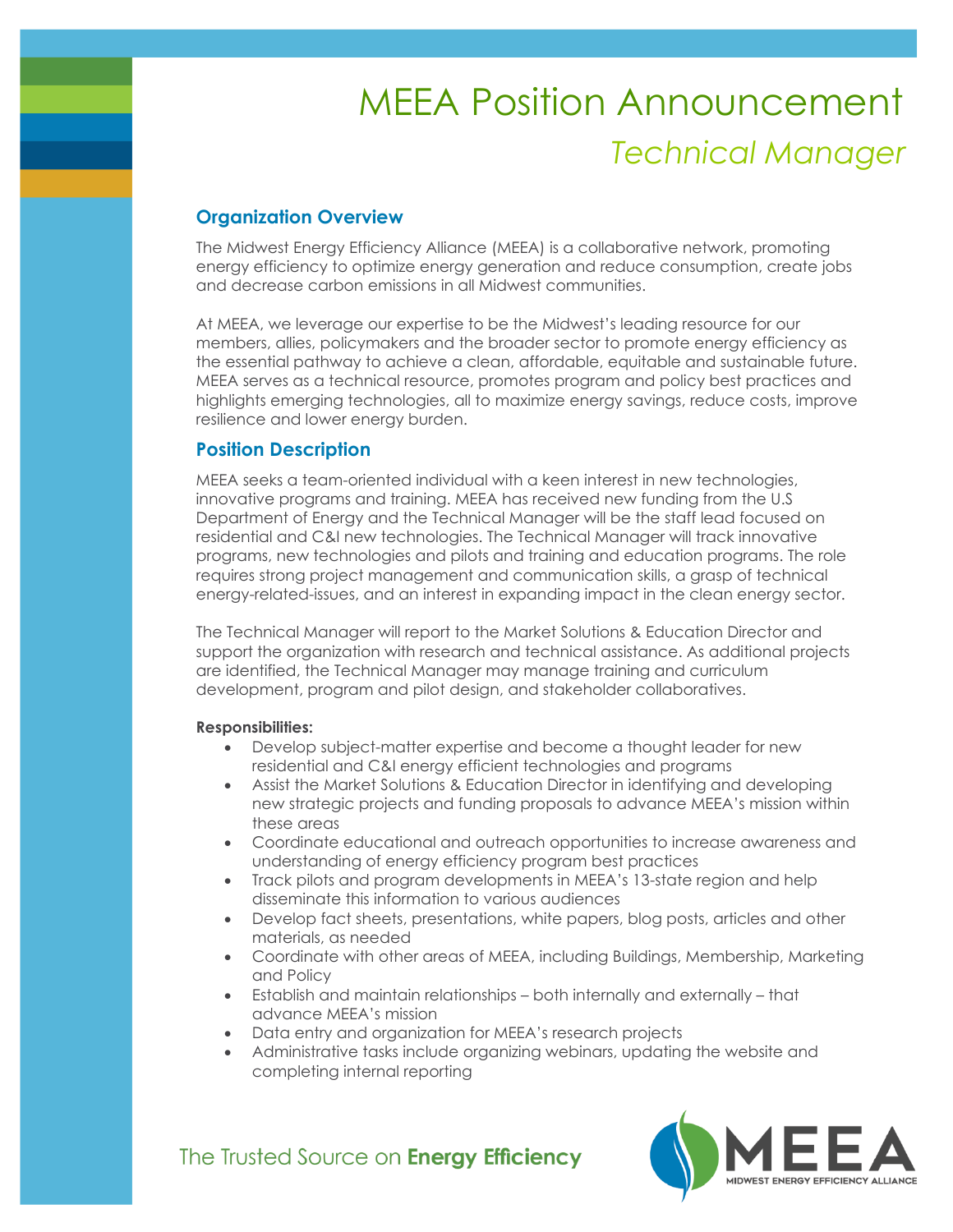# MEEA Position Announcement

## *Technical Manager*

## Organization Overview

The Midwest Energy Efficiency Alliance (MEEA) is a collaborative network, promoting energy efficiency to optimize energy generation and reduce consumption, create jobs and decrease carbon emissions in all Midwest communities.

At MEEA, we leverage our expertise to be the Midwest's leading resource for our members, allies, policymakers and the broader sector to promote energy efficiency as the essential pathway to achieve a clean, affordable, equitable and sustainable future. MEEA serves as a technical resource, promotes program and policy best practices and highlights emerging technologies, all to maximize energy savings, reduce costs, improve resilience and lower energy burden.

## Position Description

MEEA seeks a team-oriented individual with a keen interest in new technologies, innovative programs and training. MEEA has received new funding from the U.S Department of Energy and the Technical Manager will be the staff lead focused on residential and C&I new technologies. The Technical Manager will track innovative programs, new technologies and pilots and training and education programs. The role requires strong project management and communication skills, a grasp of technical energy-related-issues, and an interest in expanding impact in the clean energy sector.

The Technical Manager will report to the Market Solutions & Education Director and support the organization with research and technical assistance. As additional projects are identified, the Technical Manager may manage training and curriculum development, program and pilot design, and stakeholder collaboratives.

**Responsibilities:**

- Develop subject-matter expertise and become a thought leader for new residential and C&I energy efficient technologies and programs
- Assist the Market Solutions & Education Director in identifying and developing new strategic projects and funding proposals to advance MEEA's mission within these areas
- Coordinate educational and outreach opportunities to increase awareness and understanding of energy efficiency program best practices
- Track pilots and program developments in MEEA's 13-state region and help disseminate this information to various audiences
- Develop fact sheets, presentations, white papers, blog posts, articles and other materials, as needed
- Coordinate with other areas of MEEA, including Buildings, Membership, Marketing and Policy
- Establish and maintain relationships – both internally and externally – that advance MEEA's mission
- Data entry and organization for MEEA's research projects
- Administrative tasks include organizing webinars, updating the website and completing internal reporting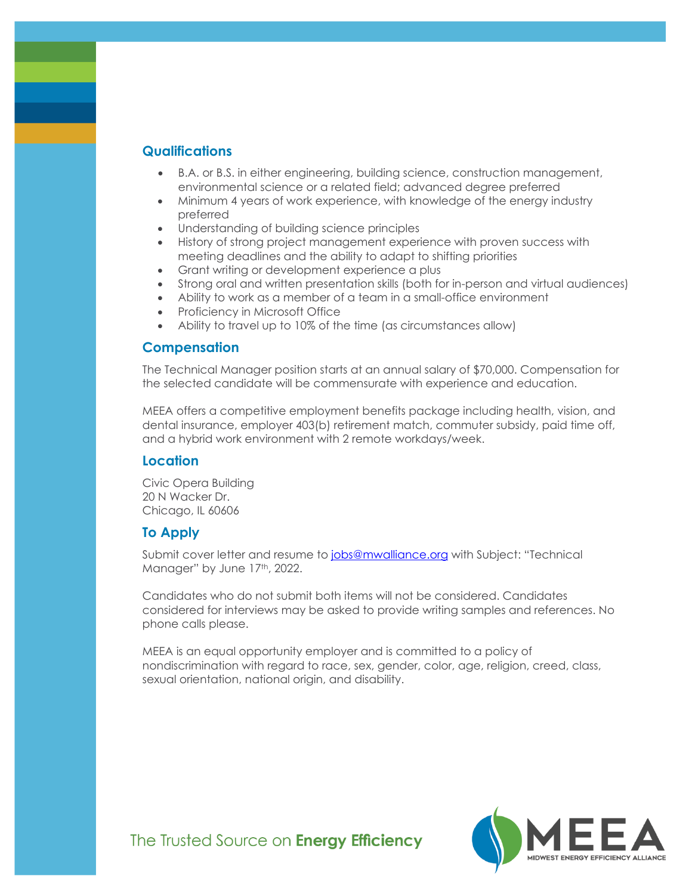## Qualifications

- B.A. or B.S. in either engineering, building science, construction management, environmental science or a related field; advanced degree preferred
- Minimum 4 years of work experience, with knowledge of the energy industry preferred
- Understanding of building science principles
- History of strong project management experience with proven success with meeting deadlines and the ability to adapt to shifting priorities
- Grant writing or development experience a plus
- Strong oral and written presentation skills (both for in-person and virtual audiences)
- Ability to work as a member of a team in a small-office environment
- Proficiency in Microsoft Office
- Ability to travel up to 10% of the time (as circumstances allow)

## Compensation

The Technical Manager position starts at an annual salary of $70,000. Compensation for the selected candidate will be commensurate with experience and education.

MEEA offers a competitive employment benefits package including health, vision, and dental insurance, employer 403(b) retirement match, commuter subsidy, paid time off, and a hybrid work environment with 2 remote workdays/week.

## Location

Civic Opera Building
20 N Wacker Dr.
Chicago, IL 60606

## To Apply

Submit cover letter and resume to jobs@mwalliance.org with Subject: "Technical Manager" by June 17th, 2022.

Candidates who do not submit both items will not be considered. Candidates considered for interviews may be asked to provide writing samples and references. No phone calls please.

MEEA is an equal opportunity employer and is committed to a policy of nondiscrimination with regard to race, sex, gender, color, age, religion, creed, class, sexual orientation, national origin, and disability.

The Trusted Source on **Energy Efficiency**

MEEA
MIDWEST ENERGY EFFICIENCY ALLIANCE